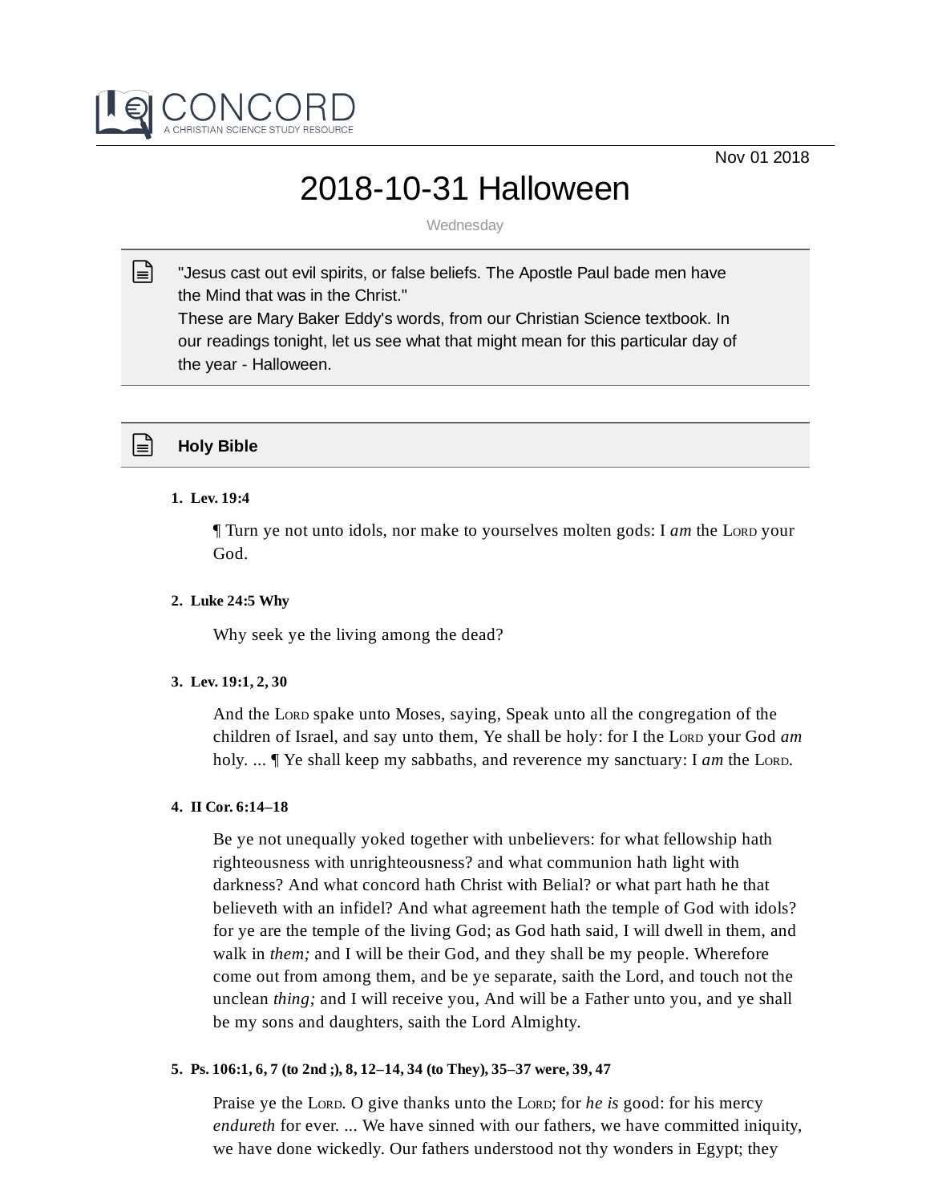CONCORD
A CHRISTIAN SCIENCE STUDY RESOURCE

Nov 01 2018

# 2018-10-31 Halloween

Wednesday

"Jesus cast out evil spirits, or false beliefs. The Apostle Paul bade men have the Mind that was in the Christ."
These are Mary Baker Eddy's words, from our Christian Science textbook. In our readings tonight, let us see what that might mean for this particular day of the year - Halloween.

## Holy Bible

1. **Lev. 19:4**

   ¶ Turn ye not unto idols, nor make to yourselves molten gods: I *am* the Lord your God.

2. **Luke 24:5 Why**

   Why seek ye the living among the dead?

3. **Lev. 19:1, 2, 30**

   And the Lord spake unto Moses, saying, Speak unto all the congregation of the children of Israel, and say unto them, Ye shall be holy: for I the Lord your God *am* holy. ... ¶ Ye shall keep my sabbaths, and reverence my sanctuary: I *am* the Lord.

4. **II Cor. 6:14–18**

   Be ye not unequally yoked together with unbelievers: for what fellowship hath righteousness with unrighteousness? and what communion hath light with darkness? And what concord hath Christ with Belial? or what part hath he that believeth with an infidel? And what agreement hath the temple of God with idols? for ye are the temple of the living God; as God hath said, I will dwell in them, and walk in *them;* and I will be their God, and they shall be my people. Wherefore come out from among them, and be ye separate, saith the Lord, and touch not the unclean *thing;* and I will receive you, And will be a Father unto you, and ye shall be my sons and daughters, saith the Lord Almighty.

5. **Ps. 106:1, 6, 7 (to 2nd ;), 8, 12–14, 34 (to They), 35–37 were, 39, 47**

   Praise ye the Lord. O give thanks unto the Lord; for *he is* good: for his mercy *endureth* for ever. ... We have sinned with our fathers, we have committed iniquity, we have done wickedly. Our fathers understood not thy wonders in Egypt; they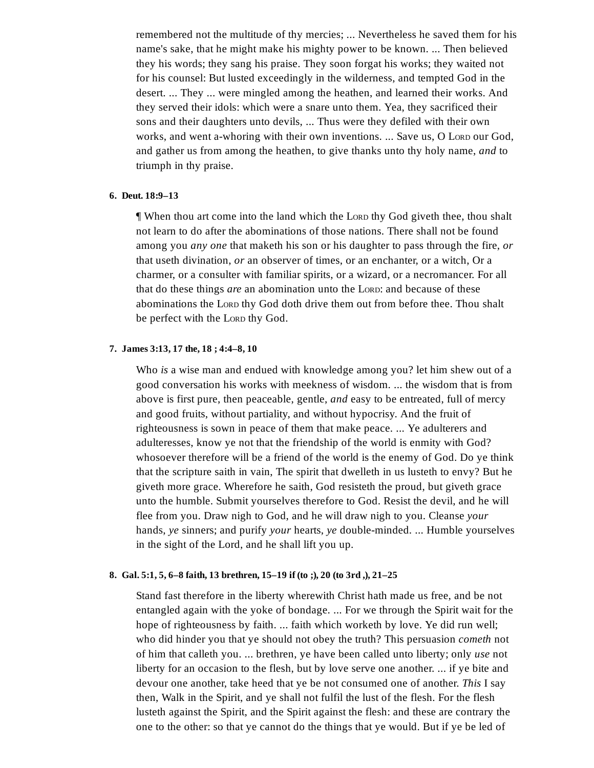remembered not the multitude of thy mercies; ... Nevertheless he saved them for his name's sake, that he might make his mighty power to be known. ... Then believed they his words; they sang his praise. They soon forgat his works; they waited not for his counsel: But lusted exceedingly in the wilderness, and tempted God in the desert. ... They ... were mingled among the heathen, and learned their works. And they served their idols: which were a snare unto them. Yea, they sacrificed their sons and their daughters unto devils, ... Thus were they defiled with their own works, and went a-whoring with their own inventions. ... Save us, O Lord our God, and gather us from among the heathen, to give thanks unto thy holy name, *and* to triumph in thy praise.

6. **Deut. 18:9–13**

¶ When thou art come into the land which the Lord thy God giveth thee, thou shalt not learn to do after the abominations of those nations. There shall not be found among you *any one* that maketh his son or his daughter to pass through the fire, *or* that useth divination, *or* an observer of times, or an enchanter, or a witch, Or a charmer, or a consulter with familiar spirits, or a wizard, or a necromancer. For all that do these things *are* an abomination unto the Lord: and because of these abominations the Lord thy God doth drive them out from before thee. Thou shalt be perfect with the Lord thy God.

7. **James 3:13, 17 the, 18 ; 4:4–8, 10**

Who *is* a wise man and endued with knowledge among you? let him shew out of a good conversation his works with meekness of wisdom. ... the wisdom that is from above is first pure, then peaceable, gentle, *and* easy to be entreated, full of mercy and good fruits, without partiality, and without hypocrisy. And the fruit of righteousness is sown in peace of them that make peace. ... Ye adulterers and adulteresses, know ye not that the friendship of the world is enmity with God? whosoever therefore will be a friend of the world is the enemy of God. Do ye think that the scripture saith in vain, The spirit that dwelleth in us lusteth to envy? But he giveth more grace. Wherefore he saith, God resisteth the proud, but giveth grace unto the humble. Submit yourselves therefore to God. Resist the devil, and he will flee from you. Draw nigh to God, and he will draw nigh to you. Cleanse *your* hands, *ye* sinners; and purify *your* hearts, *ye* double-minded. ... Humble yourselves in the sight of the Lord, and he shall lift you up.

8. **Gal. 5:1, 5, 6–8 faith, 13 brethren, 15–19 if (to ;), 20 (to 3rd ,), 21–25**

Stand fast therefore in the liberty wherewith Christ hath made us free, and be not entangled again with the yoke of bondage. ... For we through the Spirit wait for the hope of righteousness by faith. ... faith which worketh by love. Ye did run well; who did hinder you that ye should not obey the truth? This persuasion *cometh* not of him that calleth you. ... brethren, ye have been called unto liberty; only *use* not liberty for an occasion to the flesh, but by love serve one another. ... if ye bite and devour one another, take heed that ye be not consumed one of another. *This* I say then, Walk in the Spirit, and ye shall not fulfil the lust of the flesh. For the flesh lusteth against the Spirit, and the Spirit against the flesh: and these are contrary the one to the other: so that ye cannot do the things that ye would. But if ye be led of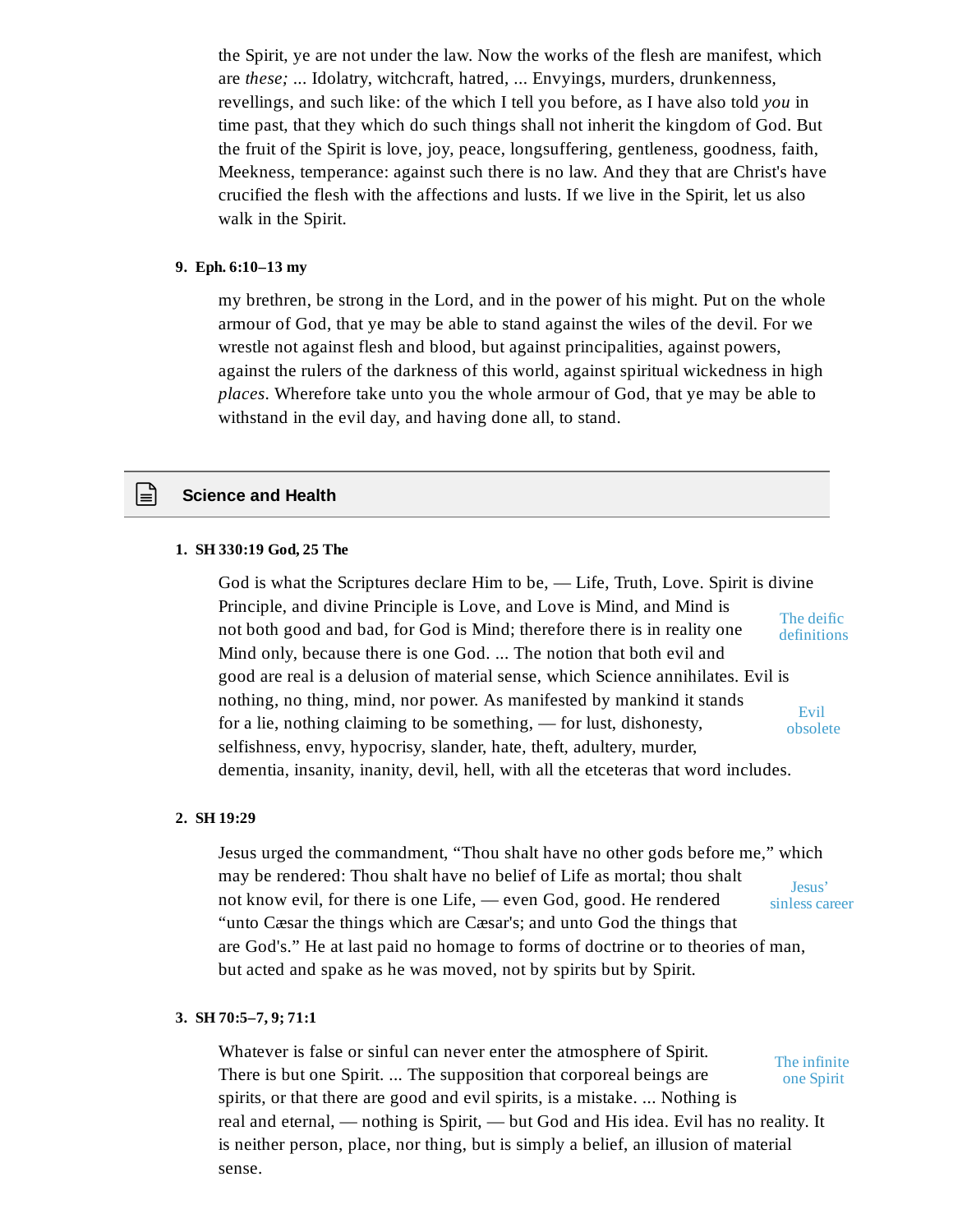the Spirit, ye are not under the law. Now the works of the flesh are manifest, which are *these;* ... Idolatry, witchcraft, hatred, ... Envyings, murders, drunkenness, revellings, and such like: of the which I tell you before, as I have also told *you* in time past, that they which do such things shall not inherit the kingdom of God. But the fruit of the Spirit is love, joy, peace, longsuffering, gentleness, goodness, faith, Meekness, temperance: against such there is no law. And they that are Christ's have crucified the flesh with the affections and lusts. If we live in the Spirit, let us also walk in the Spirit.

9. **Eph. 6:10–13 my**

my brethren, be strong in the Lord, and in the power of his might. Put on the whole armour of God, that ye may be able to stand against the wiles of the devil. For we wrestle not against flesh and blood, but against principalities, against powers, against the rulers of the darkness of this world, against spiritual wickedness in high *places*. Wherefore take unto you the whole armour of God, that ye may be able to withstand in the evil day, and having done all, to stand.

## Science and Health

1. **SH 330:19 God, 25 The**

*The deific definitions*

God is what the Scriptures declare Him to be, — Life, Truth, Love. Spirit is divine Principle, and divine Principle is Love, and Love is Mind, and Mind is not both good and bad, for God is Mind; therefore there is in reality one Mind only, because there is one God. ... The notion that both evil and good are real is a delusion of material sense, which Science annihilates. Evil is nothing, no thing, mind, nor power. As manifested by mankind it stands for a lie, nothing claiming to be something, — for lust, dishonesty, selfishness, envy, hypocrisy, slander, hate, theft, adultery, murder, dementia, insanity, inanity, devil, hell, with all the etceteras that word includes.

*Evil obsolete*

2. **SH 19:29**

*Jesus' sinless career*

Jesus urged the commandment, "Thou shalt have no other gods before me," which may be rendered: Thou shalt have no belief of Life as mortal; thou shalt not know evil, for there is one Life, — even God, good. He rendered "unto Cæsar the things which are Cæsar's; and unto God the things that are God's." He at last paid no homage to forms of doctrine or to theories of man, but acted and spake as he was moved, not by spirits but by Spirit.

3. **SH 70:5–7, 9; 71:1**

*The infinite one Spirit*

Whatever is false or sinful can never enter the atmosphere of Spirit. There is but one Spirit. ... The supposition that corporeal beings are spirits, or that there are good and evil spirits, is a mistake. ... Nothing is real and eternal, — nothing is Spirit, — but God and His idea. Evil has no reality. It is neither person, place, nor thing, but is simply a belief, an illusion of material sense.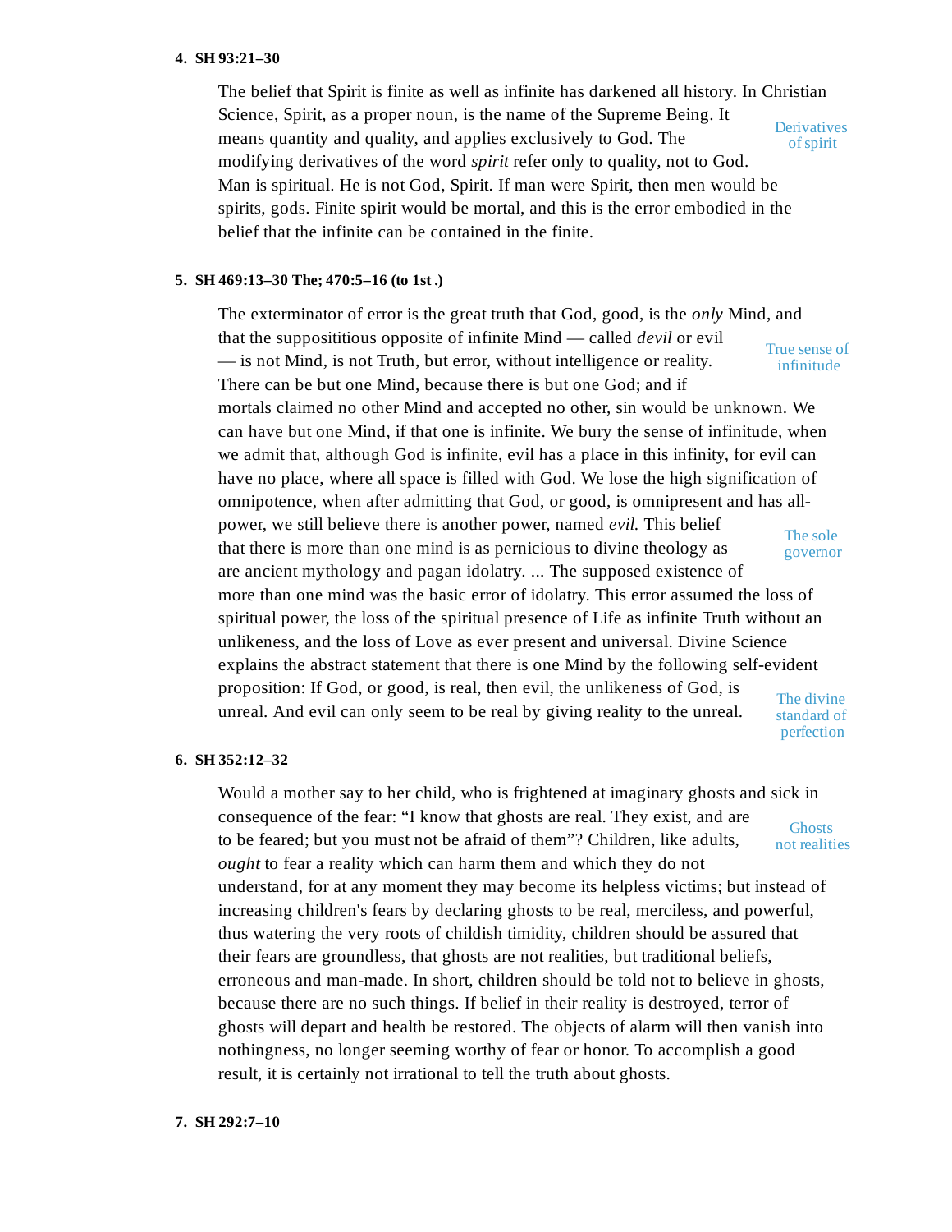**4. SH 93:21–30**

The belief that Spirit is finite as well as infinite has darkened all history. In Christian Science, Spirit, as a proper noun, is the name of the Supreme Being. It means quantity and quality, and applies exclusively to God. The modifying derivatives of the word *spirit* refer only to quality, not to God. Man is spiritual. He is not God, Spirit. If man were Spirit, then men would be spirits, gods. Finite spirit would be mortal, and this is the error embodied in the belief that the infinite can be contained in the finite.

Derivatives of spirit

**5. SH 469:13–30 The; 470:5–16 (to 1st .)**

The exterminator of error is the great truth that God, good, is the *only* Mind, and that the supposititious opposite of infinite Mind — called *devil* or evil — is not Mind, is not Truth, but error, without intelligence or reality. There can be but one Mind, because there is but one God; and if mortals claimed no other Mind and accepted no other, sin would be unknown. We can have but one Mind, if that one is infinite. We bury the sense of infinitude, when we admit that, although God is infinite, evil has a place in this infinity, for evil can have no place, where all space is filled with God. We lose the high signification of omnipotence, when after admitting that God, or good, is omnipresent and has all-power, we still believe there is another power, named *evil*. This belief that there is more than one mind is as pernicious to divine theology as are ancient mythology and pagan idolatry. ... The supposed existence of more than one mind was the basic error of idolatry. This error assumed the loss of spiritual power, the loss of the spiritual presence of Life as infinite Truth without an unlikeness, and the loss of Love as ever present and universal. Divine Science explains the abstract statement that there is one Mind by the following self-evident proposition: If God, or good, is real, then evil, the unlikeness of God, is unreal. And evil can only seem to be real by giving reality to the unreal.

True sense of infinitude

The sole governor

The divine standard of perfection

**6. SH 352:12–32**

Would a mother say to her child, who is frightened at imaginary ghosts and sick in consequence of the fear: "I know that ghosts are real. They exist, and are to be feared; but you must not be afraid of them"? Children, like adults, *ought* to fear a reality which can harm them and which they do not understand, for at any moment they may become its helpless victims; but instead of increasing children's fears by declaring ghosts to be real, merciless, and powerful, thus watering the very roots of childish timidity, children should be assured that their fears are groundless, that ghosts are not realities, but traditional beliefs, erroneous and man-made. In short, children should be told not to believe in ghosts, because there are no such things. If belief in their reality is destroyed, terror of ghosts will depart and health be restored. The objects of alarm will then vanish into nothingness, no longer seeming worthy of fear or honor. To accomplish a good result, it is certainly not irrational to tell the truth about ghosts.

Ghosts not realities

**7. SH 292:7–10**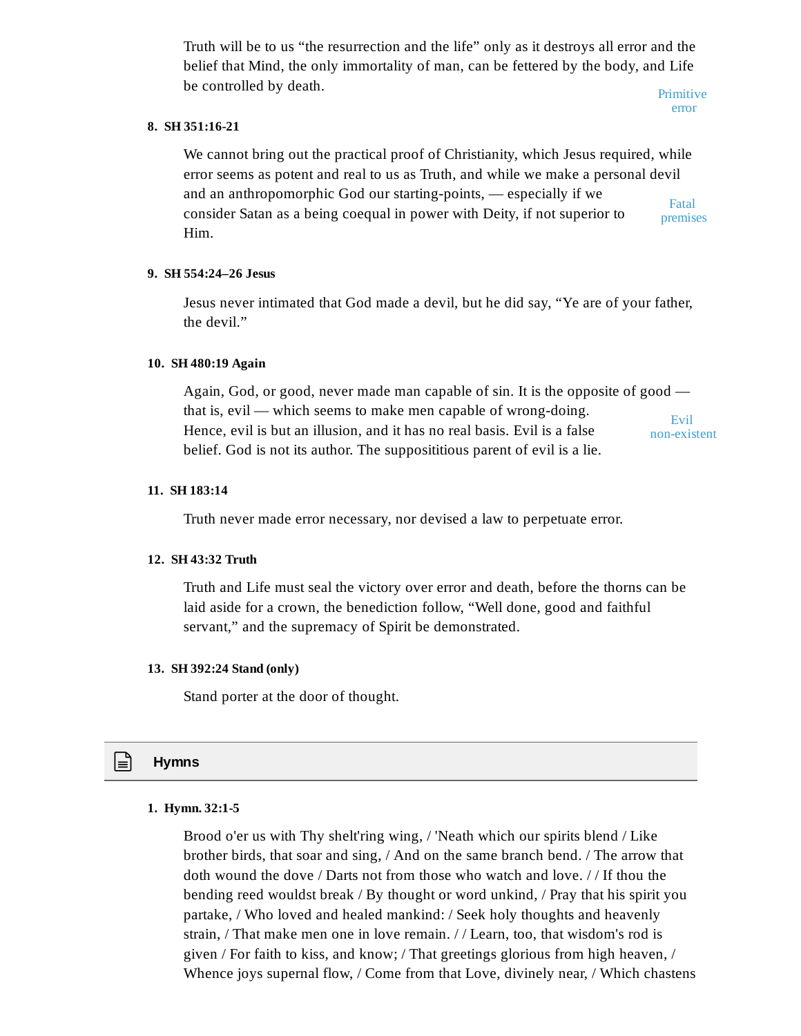Truth will be to us "the resurrection and the life" only as it destroys all error and the belief that Mind, the only immortality of man, can be fettered by the body, and Life be controlled by death.

Primitive error

**8. SH 351:16-21**

We cannot bring out the practical proof of Christianity, which Jesus required, while error seems as potent and real to us as Truth, and while we make a personal devil and an anthropomorphic God our starting-points, — especially if we consider Satan as a being coequal in power with Deity, if not superior to Him.

Fatal premises

**9. SH 554:24–26 Jesus**

Jesus never intimated that God made a devil, but he did say, "Ye are of your father, the devil."

**10. SH 480:19 Again**

Again, God, or good, never made man capable of sin. It is the opposite of good — that is, evil — which seems to make men capable of wrong-doing. Hence, evil is but an illusion, and it has no real basis. Evil is a false belief. God is not its author. The supposititious parent of evil is a lie.

Evil non-existent

**11. SH 183:14**

Truth never made error necessary, nor devised a law to perpetuate error.

**12. SH 43:32 Truth**

Truth and Life must seal the victory over error and death, before the thorns can be laid aside for a crown, the benediction follow, "Well done, good and faithful servant," and the supremacy of Spirit be demonstrated.

**13. SH 392:24 Stand (only)**

Stand porter at the door of thought.

## Hymns

**1. Hymn. 32:1-5**

Brood o'er us with Thy shelt'ring wing, / 'Neath which our spirits blend / Like brother birds, that soar and sing, / And on the same branch bend. / The arrow that doth wound the dove / Darts not from those who watch and love. / / If thou the bending reed wouldst break / By thought or word unkind, / Pray that his spirit you partake, / Who loved and healed mankind: / Seek holy thoughts and heavenly strain, / That make men one in love remain. / / Learn, too, that wisdom's rod is given / For faith to kiss, and know; / That greetings glorious from high heaven, / Whence joys supernal flow, / Come from that Love, divinely near, / Which chastens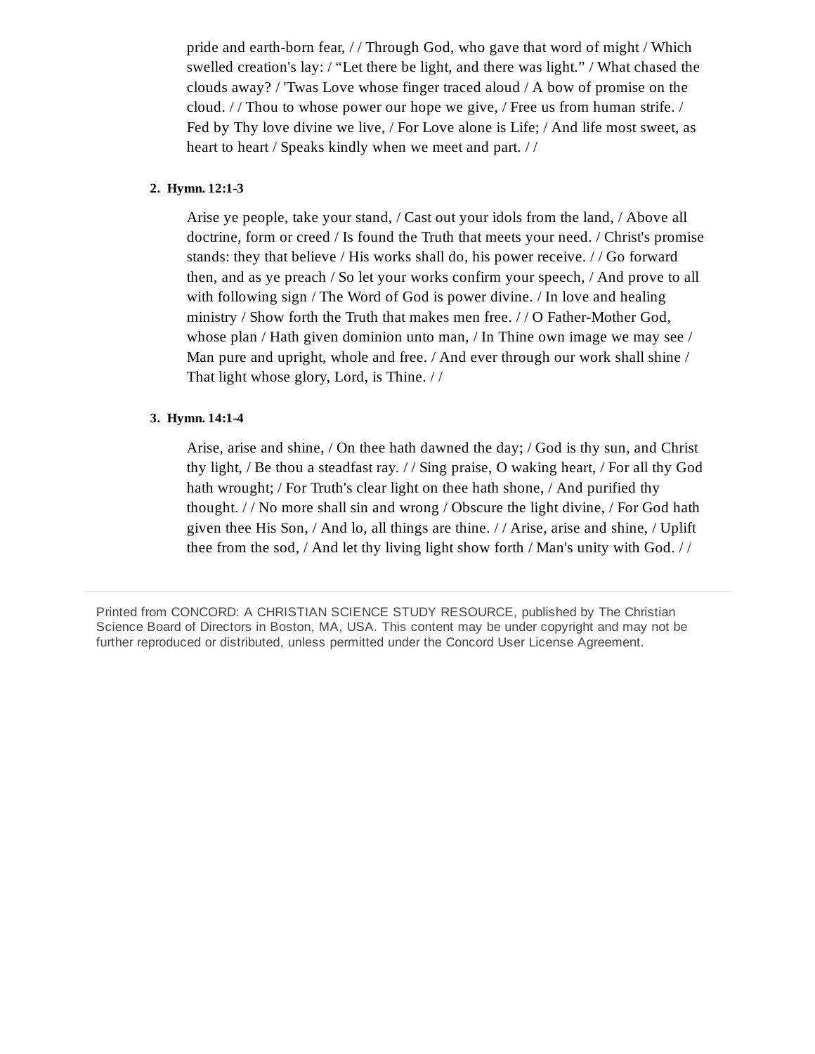pride and earth-born fear, / / Through God, who gave that word of might / Which swelled creation's lay: / "Let there be light, and there was light." / What chased the clouds away? / 'Twas Love whose finger traced aloud / A bow of promise on the cloud. / / Thou to whose power our hope we give, / Free us from human strife. / Fed by Thy love divine we live, / For Love alone is Life; / And life most sweet, as heart to heart / Speaks kindly when we meet and part. / /

2. **Hymn. 12:1-3**

Arise ye people, take your stand, / Cast out your idols from the land, / Above all doctrine, form or creed / Is found the Truth that meets your need. / Christ's promise stands: they that believe / His works shall do, his power receive. / / Go forward then, and as ye preach / So let your works confirm your speech, / And prove to all with following sign / The Word of God is power divine. / In love and healing ministry / Show forth the Truth that makes men free. / / O Father-Mother God, whose plan / Hath given dominion unto man, / In Thine own image we may see / Man pure and upright, whole and free. / And ever through our work shall shine / That light whose glory, Lord, is Thine. / /

3. **Hymn. 14:1-4**

Arise, arise and shine, / On thee hath dawned the day; / God is thy sun, and Christ thy light, / Be thou a steadfast ray. / / Sing praise, O waking heart, / For all thy God hath wrought; / For Truth's clear light on thee hath shone, / And purified thy thought. / / No more shall sin and wrong / Obscure the light divine, / For God hath given thee His Son, / And lo, all things are thine. / / Arise, arise and shine, / Uplift thee from the sod, / And let thy living light show forth / Man's unity with God. / /

---

Printed from CONCORD: A CHRISTIAN SCIENCE STUDY RESOURCE, published by The Christian Science Board of Directors in Boston, MA, USA. This content may be under copyright and may not be further reproduced or distributed, unless permitted under the Concord User License Agreement.